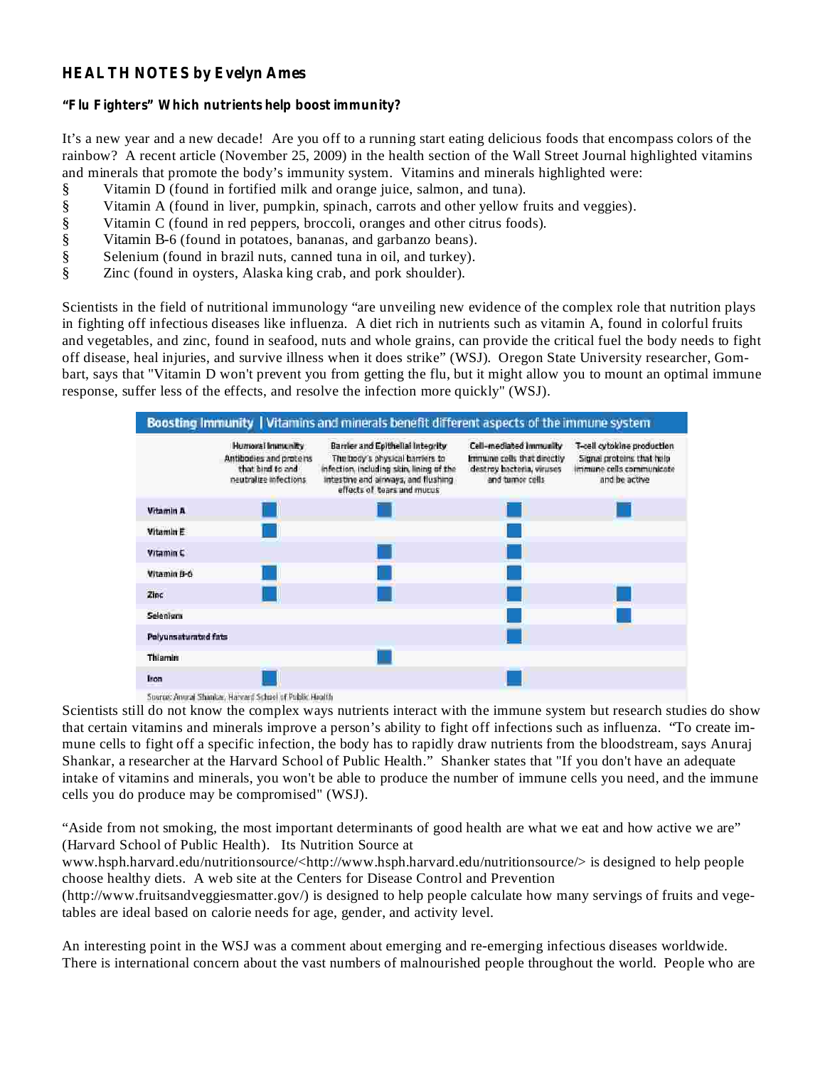## HEALTH NOTES by Evelyn Ames

### "Flu Fighters" Which nutrients help boost immunity?

It's a new year and a new decade! Are you off to a running start eating delicious foods that encompass colors of the rainbow? A recent article (November 25, 2009) in the health section of the Wall Street Journal highlighted vitamins and minerals that promote the body's immunity system. Vitamins and minerals highlighted were:

§ Vitamin D (found in fortified milk and orange juice, salmon, and tuna).
§ Vitamin A (found in liver, pumpkin, spinach, carrots and other yellow fruits and veggies).
§ Vitamin C (found in red peppers, broccoli, oranges and other citrus foods).
§ Vitamin B-6 (found in potatoes, bananas, and garbanzo beans).
§ Selenium (found in brazil nuts, canned tuna in oil, and turkey).
§ Zinc (found in oysters, Alaska king crab, and pork shoulder).

Scientists in the field of nutritional immunology "are unveiling new evidence of the complex role that nutrition plays in fighting off infectious diseases like influenza. A diet rich in nutrients such as vitamin A, found in colorful fruits and vegetables, and zinc, found in seafood, nuts and whole grains, can provide the critical fuel the body needs to fight off disease, heal injuries, and survive illness when it does strike" (WSJ). Oregon State University researcher, Gombart, says that "Vitamin D won't prevent you from getting the flu, but it might allow you to mount an optimal immune response, suffer less of the effects, and resolve the infection more quickly" (WSJ).

**Boosting Immunity | Vitamins and minerals benefit different aspects of the immune system**

| | Humoral Immunity<br>Antibodies and proteins that bind to and neutralize infections | Barrier and Epithelial Integrity<br>The body's physical barriers to infection, including skin, lining of the intestine and airways, and flushing effects of tears and mucus | Cell-mediated Immunity<br>Immune cells that directly destroy bacteria, viruses and tumor cells | T-cell cytokine production<br>Signal proteins that help immune cells communicate and be active |
|---|---|---|---|---|
| Vitamin A | ■ | ■ | ■ | ■ |
| Vitamin E | ■ | | ■ | |
| Vitamin C | | ■ | ■ | |
| Vitamin B-6 | ■ | ■ | ■ | |
| Zinc | ■ | ■ | ■ | ■ |
| Selenium | | | ■ | ■ |
| Polyunsaturated fats | | | ■ | |
| Thiamin | | ■ | | |
| Iron | ■ | | ■ | |

Source: Anuraj Shankar, Harvard School of Public Health

Scientists still do not know the complex ways nutrients interact with the immune system but research studies do show that certain vitamins and minerals improve a person's ability to fight off infections such as influenza. "To create immune cells to fight off a specific infection, the body has to rapidly draw nutrients from the bloodstream, says Anuraj Shankar, a researcher at the Harvard School of Public Health." Shanker states that "If you don't have an adequate intake of vitamins and minerals, you won't be able to produce the number of immune cells you need, and the immune cells you do produce may be compromised" (WSJ).

"Aside from not smoking, the most important determinants of good health are what we eat and how active we are" (Harvard School of Public Health). Its Nutrition Source at www.hsph.harvard.edu/nutritionsource/<http://www.hsph.harvard.edu/nutritionsource/> is designed to help people choose healthy diets. A web site at the Centers for Disease Control and Prevention (http://www.fruitsandveggiesmatter.gov/) is designed to help people calculate how many servings of fruits and vegetables are ideal based on calorie needs for age, gender, and activity level.

An interesting point in the WSJ was a comment about emerging and re-emerging infectious diseases worldwide. There is international concern about the vast numbers of malnourished people throughout the world. People who are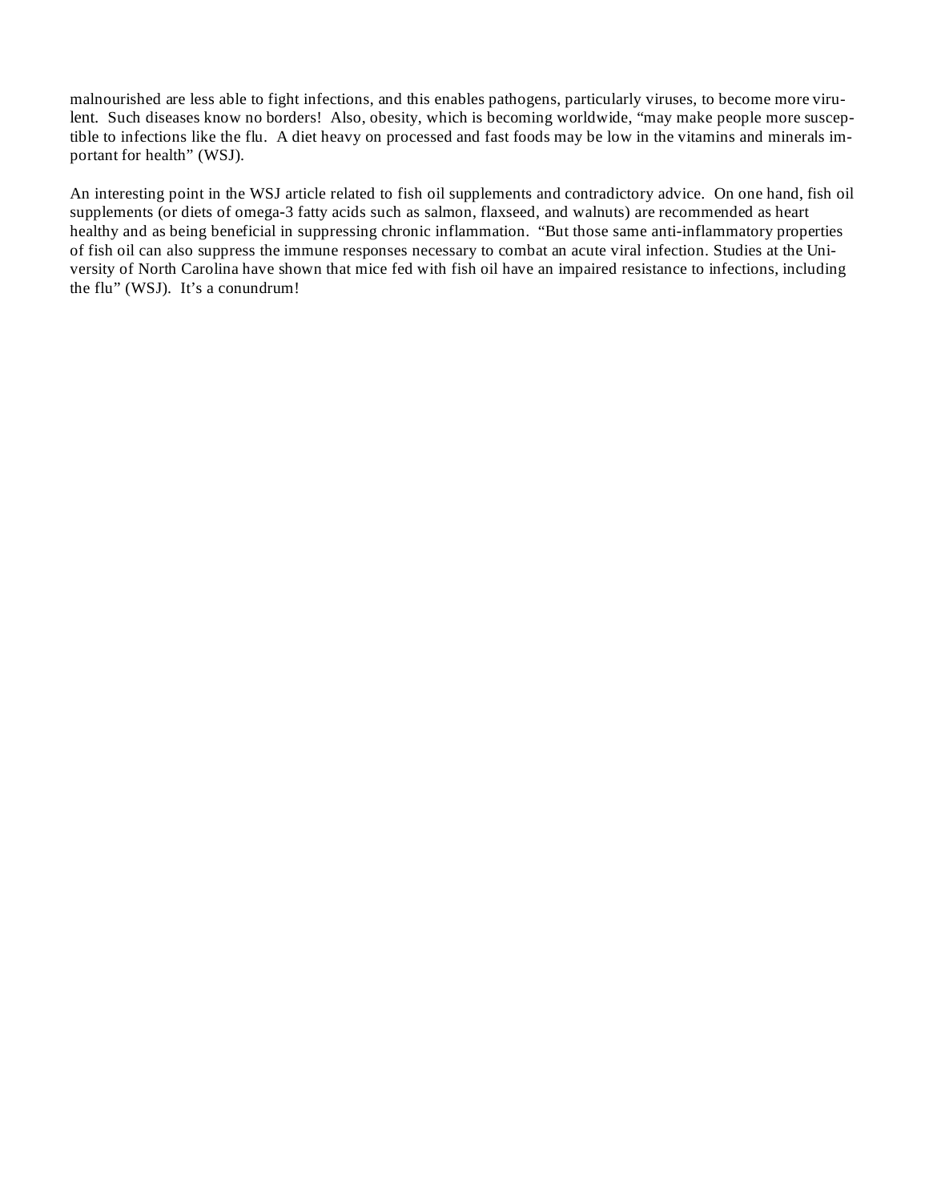malnourished are less able to fight infections, and this enables pathogens, particularly viruses, to become more virulent. Such diseases know no borders! Also, obesity, which is becoming worldwide, “may make people more susceptible to infections like the flu. A diet heavy on processed and fast foods may be low in the vitamins and minerals important for health” (WSJ).

An interesting point in the WSJ article related to fish oil supplements and contradictory advice. On one hand, fish oil supplements (or diets of omega-3 fatty acids such as salmon, flaxseed, and walnuts) are recommended as heart healthy and as being beneficial in suppressing chronic inflammation. “But those same anti-inflammatory properties of fish oil can also suppress the immune responses necessary to combat an acute viral infection. Studies at the University of North Carolina have shown that mice fed with fish oil have an impaired resistance to infections, including the flu” (WSJ). It’s a conundrum!